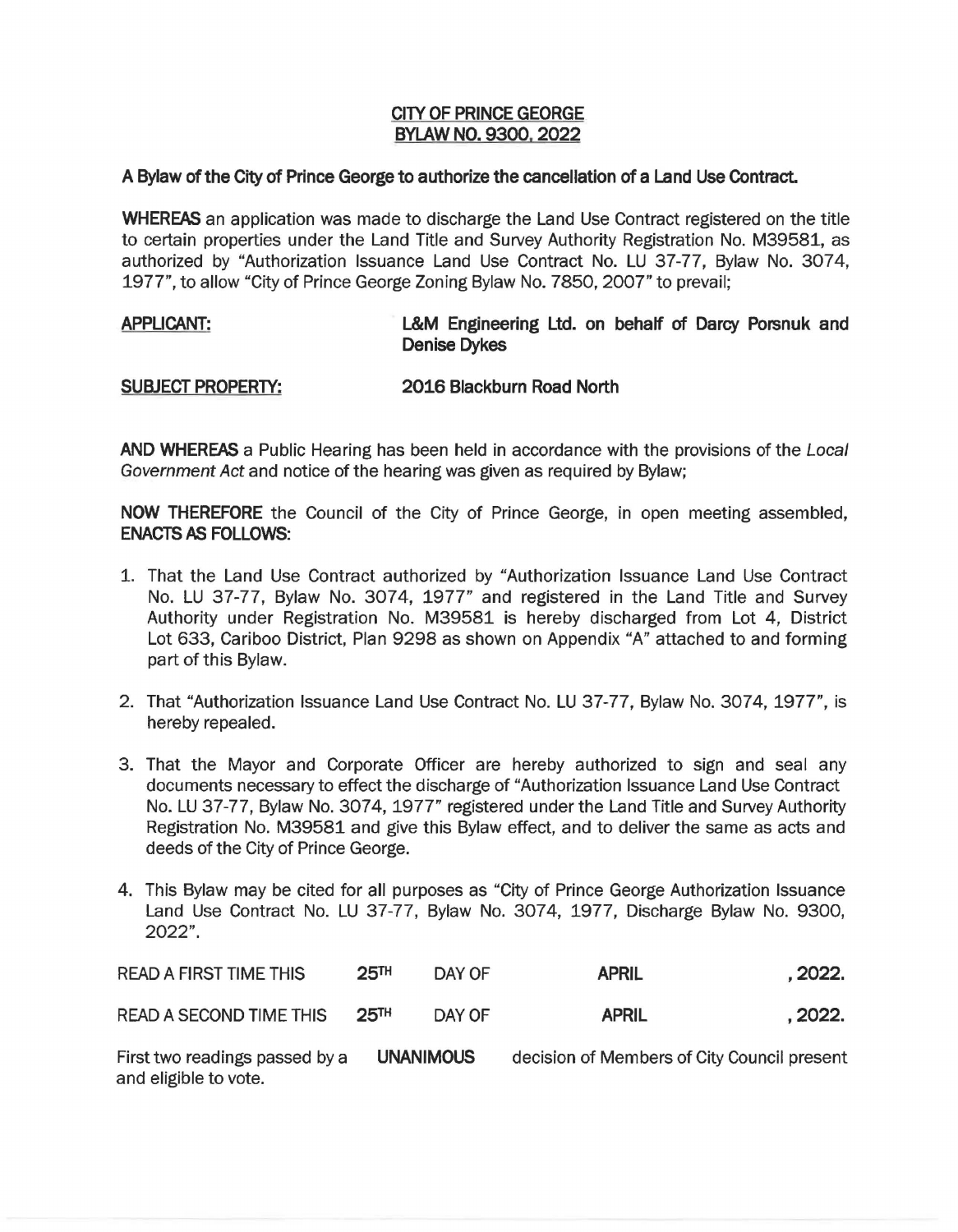# CITY OF PRINCE GEORGE
# BYLAW NO. 9300, 2022

**A Bylaw of the City of Prince George to authorize the cancellation of a Land Use Contract.**

**WHEREAS** an application was made to discharge the Land Use Contract registered on the title to certain properties under the Land Title and Survey Authority Registration No. M39581, as authorized by "Authorization Issuance Land Use Contract No. LU 37-77, Bylaw No. 3074, 1977", to allow "City of Prince George Zoning Bylaw No. 7850, 2007" to prevail;

**APPLICANT:** **L&M Engineering Ltd. on behalf of Darcy Porsnuk and Denise Dykes**

**SUBJECT PROPERTY:** **2016 Blackburn Road North**

**AND WHEREAS** a Public Hearing has been held in accordance with the provisions of the *Local Government Act* and notice of the hearing was given as required by Bylaw;

**NOW THEREFORE** the Council of the City of Prince George, in open meeting assembled, **ENACTS AS FOLLOWS:**

1. That the Land Use Contract authorized by "Authorization Issuance Land Use Contract No. LU 37-77, Bylaw No. 3074, 1977" and registered in the Land Title and Survey Authority under Registration No. M39581 is hereby discharged from Lot 4, District Lot 633, Cariboo District, Plan 9298 as shown on Appendix "A" attached to and forming part of this Bylaw.

2. That "Authorization Issuance Land Use Contract No. LU 37-77, Bylaw No. 3074, 1977", is hereby repealed.

3. That the Mayor and Corporate Officer are hereby authorized to sign and seal any documents necessary to effect the discharge of "Authorization Issuance Land Use Contract No. LU 37-77, Bylaw No. 3074, 1977" registered under the Land Title and Survey Authority Registration No. M39581 and give this Bylaw effect, and to deliver the same as acts and deeds of the City of Prince George.

4. This Bylaw may be cited for all purposes as "City of Prince George Authorization Issuance Land Use Contract No. LU 37-77, Bylaw No. 3074, 1977, Discharge Bylaw No. 9300, 2022".

READ A FIRST TIME THIS **25TH** DAY OF **APRIL**, **2022.**

READ A SECOND TIME THIS **25TH** DAY OF **APRIL**, **2022.**

First two readings passed by a **UNANIMOUS** decision of Members of City Council present and eligible to vote.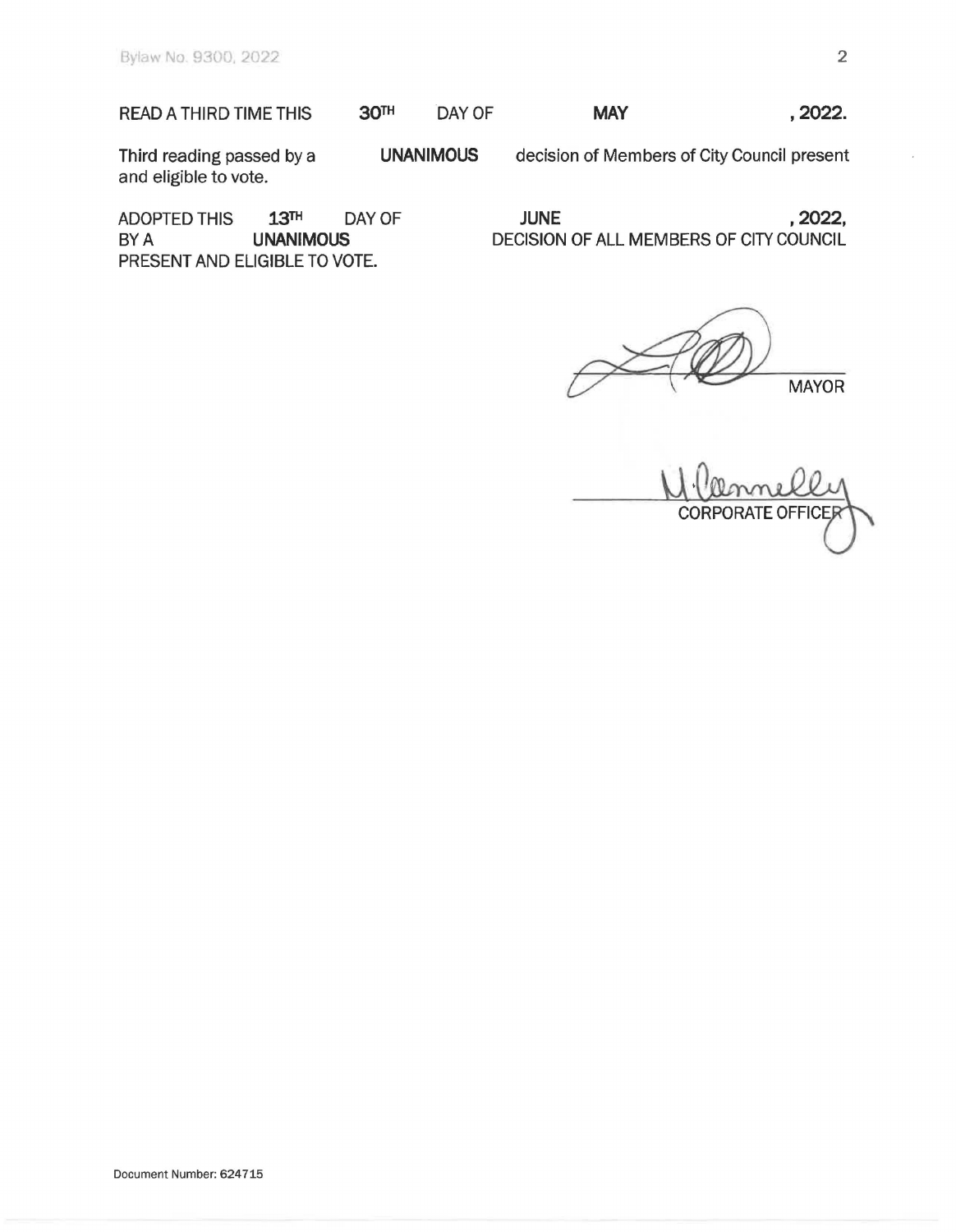READ A THIRD TIME THIS **30TH** DAY OF **MAY**, **2022.**

Third reading passed by a **UNANIMOUS** decision of Members of City Council present and eligible to vote.

ADOPTED THIS **13TH** DAY OF **JUNE**, **2022,** BY A **UNANIMOUS** DECISION OF ALL MEMBERS OF CITY COUNCIL PRESENT AND ELIGIBLE TO VOTE.

MAYOR

CORPORATE OFFICER

Document Number: 624715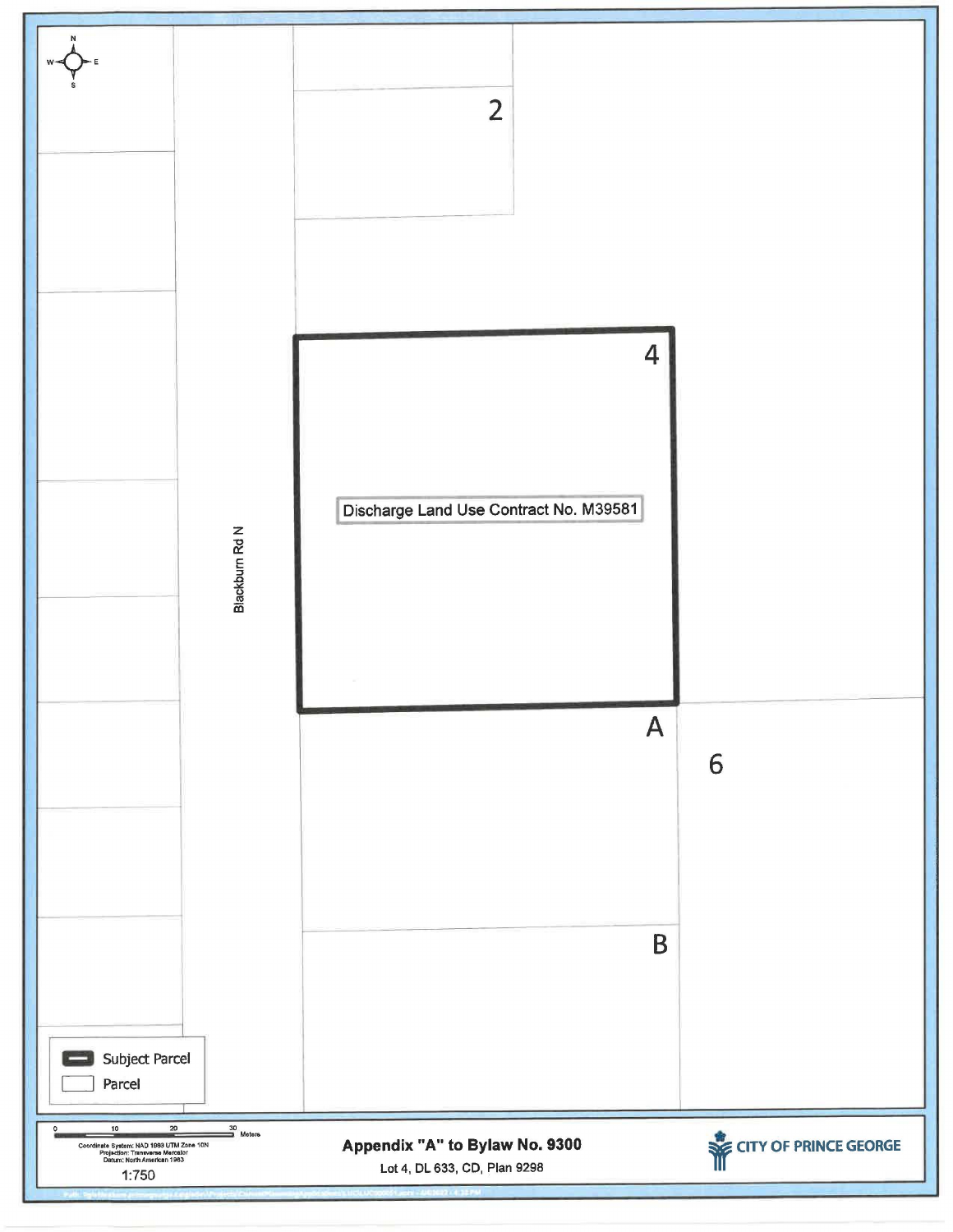N

W E

S

2

4

Discharge Land Use Contract No. M39581

Blackburn Rd N

A

6

B

Subject Parcel

Parcel

0 10 20 30 Meters

Coordinate System: NAD 1983 UTM Zone 10N
Projection: Transverse Mercator
Datum: North American 1983

1:750

**Appendix "A" to Bylaw No. 9300**

Lot 4, DL 633, CD, Plan 9298

CITY OF PRINCE GEORGE